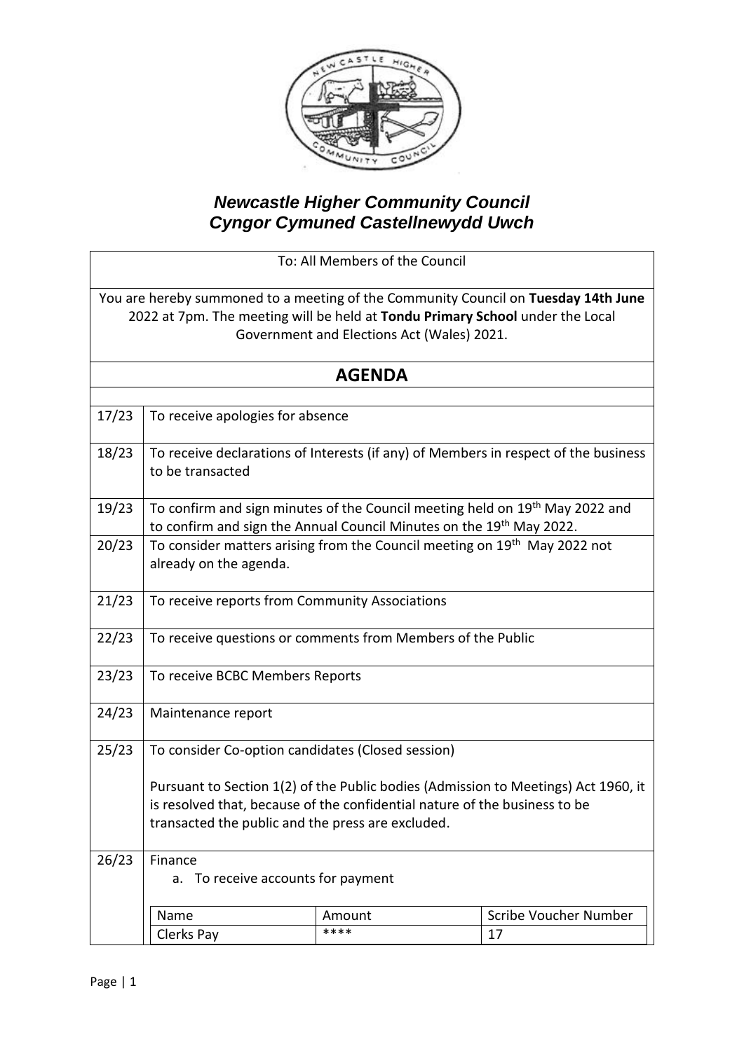# *Newcastle Higher Community Council*
# *Cyngor Cymuned Castellnewydd Uwch*

To: All Members of the Council

You are hereby summoned to a meeting of the Community Council on **Tuesday 14th June** 2022 at 7pm. The meeting will be held at **Tondu Primary School** under the Local Government and Elections Act (Wales) 2021.

## AGENDA

| | |
|---|---|
| 17/23 | To receive apologies for absence |
| 18/23 | To receive declarations of Interests (if any) of Members in respect of the business to be transacted |
| 19/23 | To confirm and sign minutes of the Council meeting held on 19th May 2022 and to confirm and sign the Annual Council Minutes on the 19th May 2022. |
| 20/23 | To consider matters arising from the Council meeting on 19th May 2022 not already on the agenda. |
| 21/23 | To receive reports from Community Associations |
| 22/23 | To receive questions or comments from Members of the Public |
| 23/23 | To receive BCBC Members Reports |
| 24/23 | Maintenance report |
| 25/23 | To consider Co-option candidates (Closed session)<br><br>Pursuant to Section 1(2) of the Public bodies (Admission to Meetings) Act 1960, it is resolved that, because of the confidential nature of the business to be transacted the public and the press are excluded. |
| 26/23 | Finance<br>a. To receive accounts for payment |

| Name | Amount | Scribe Voucher Number |
|---|---|---|
| Clerks Pay | **** | 17 |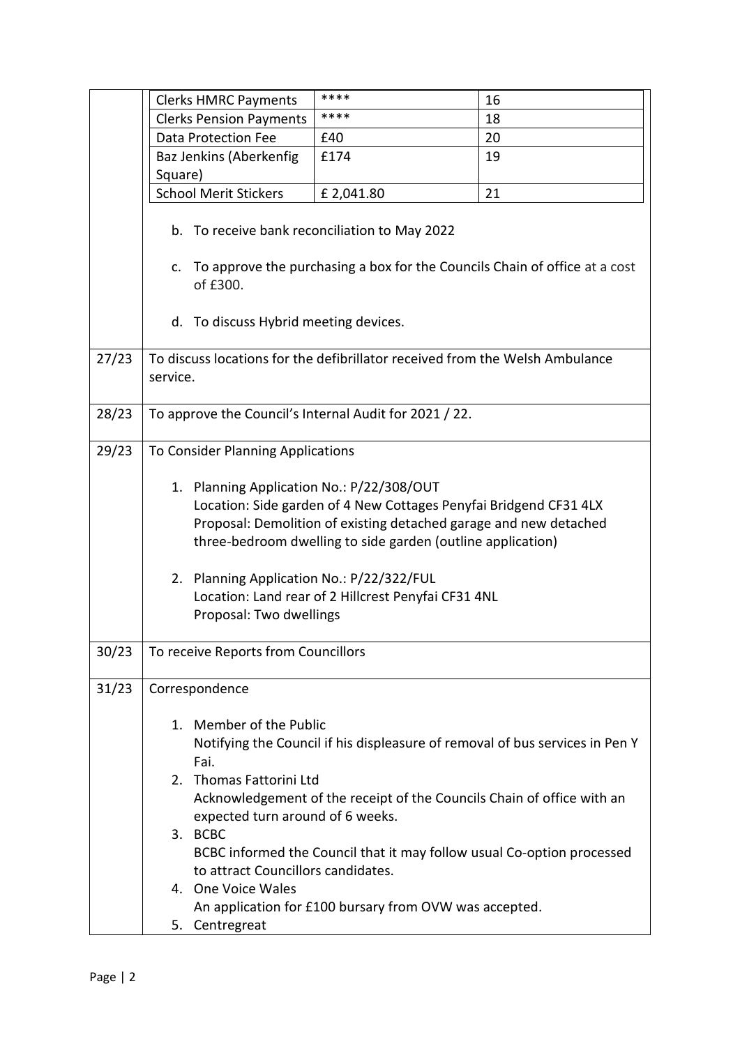| Clerks HMRC Payments | **** | 16 |
|---|---|---|
| Clerks Pension Payments | **** | 18 |
| Data Protection Fee | £40 | 20 |
| Baz Jenkins (Aberkenfig Square) | £174 | 19 |
| School Merit Stickers | £ 2,041.80 | 21 |

b. To receive bank reconciliation to May 2022

c. To approve the purchasing a box for the Councils Chain of office at a cost of £300.

d. To discuss Hybrid meeting devices.

**27/23** To discuss locations for the defibrillator received from the Welsh Ambulance service.

**28/23** To approve the Council's Internal Audit for 2021 / 22.

**29/23** To Consider Planning Applications

1. Planning Application No.: P/22/308/OUT
   Location: Side garden of 4 New Cottages Penyfai Bridgend CF31 4LX
   Proposal: Demolition of existing detached garage and new detached three-bedroom dwelling to side garden (outline application)

2. Planning Application No.: P/22/322/FUL
   Location: Land rear of 2 Hillcrest Penyfai CF31 4NL
   Proposal: Two dwellings

**30/23** To receive Reports from Councillors

**31/23** Correspondence

1. Member of the Public
   Notifying the Council if his displeasure of removal of bus services in Pen Y Fai.
2. Thomas Fattorini Ltd
   Acknowledgement of the receipt of the Councils Chain of office with an expected turn around of 6 weeks.
3. BCBC
   BCBC informed the Council that it may follow usual Co-option processed to attract Councillors candidates.
4. One Voice Wales
   An application for £100 bursary from OVW was accepted.
5. Centregreat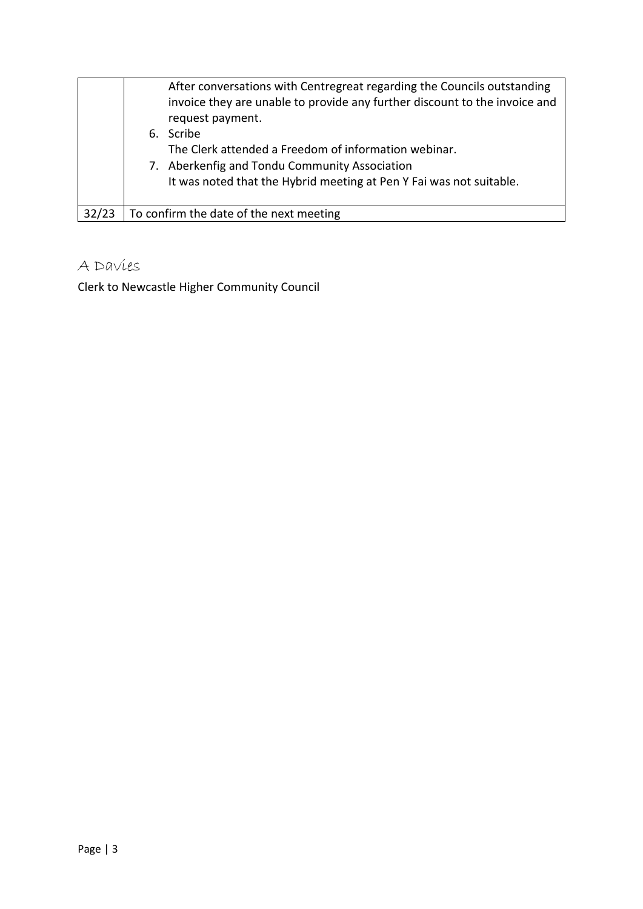| | |
|---|---|
| | After conversations with Centregreat regarding the Councils outstanding invoice they are unable to provide any further discount to the invoice and request payment.<br>6. Scribe<br>The Clerk attended a Freedom of information webinar.<br>7. Aberkenfig and Tondu Community Association<br>It was noted that the Hybrid meeting at Pen Y Fai was not suitable. |
| 32/23 | To confirm the date of the next meeting |

A Davies

Clerk to Newcastle Higher Community Council